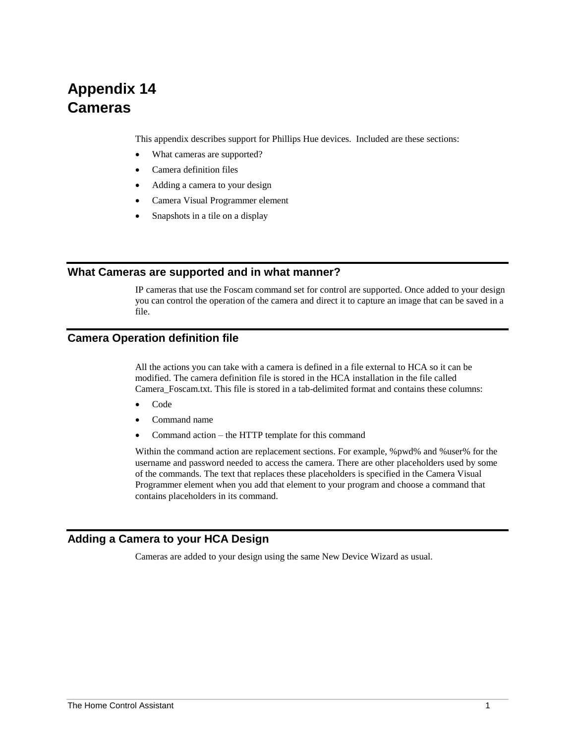# Appendix 14
# Cameras

This appendix describes support for Phillips Hue devices. Included are these sections:

- What cameras are supported?
- Camera definition files
- Adding a camera to your design
- Camera Visual Programmer element
- Snapshots in a tile on a display

## What Cameras are supported and in what manner?

IP cameras that use the Foscam command set for control are supported. Once added to your design you can control the operation of the camera and direct it to capture an image that can be saved in a file.

## Camera Operation definition file

All the actions you can take with a camera is defined in a file external to HCA so it can be modified. The camera definition file is stored in the HCA installation in the file called Camera_Foscam.txt. This file is stored in a tab-delimited format and contains these columns:

- Code
- Command name
- Command action – the HTTP template for this command

Within the command action are replacement sections. For example, %pwd% and %user% for the username and password needed to access the camera. There are other placeholders used by some of the commands. The text that replaces these placeholders is specified in the Camera Visual Programmer element when you add that element to your program and choose a command that contains placeholders in its command.

## Adding a Camera to your HCA Design

Cameras are added to your design using the same New Device Wizard as usual.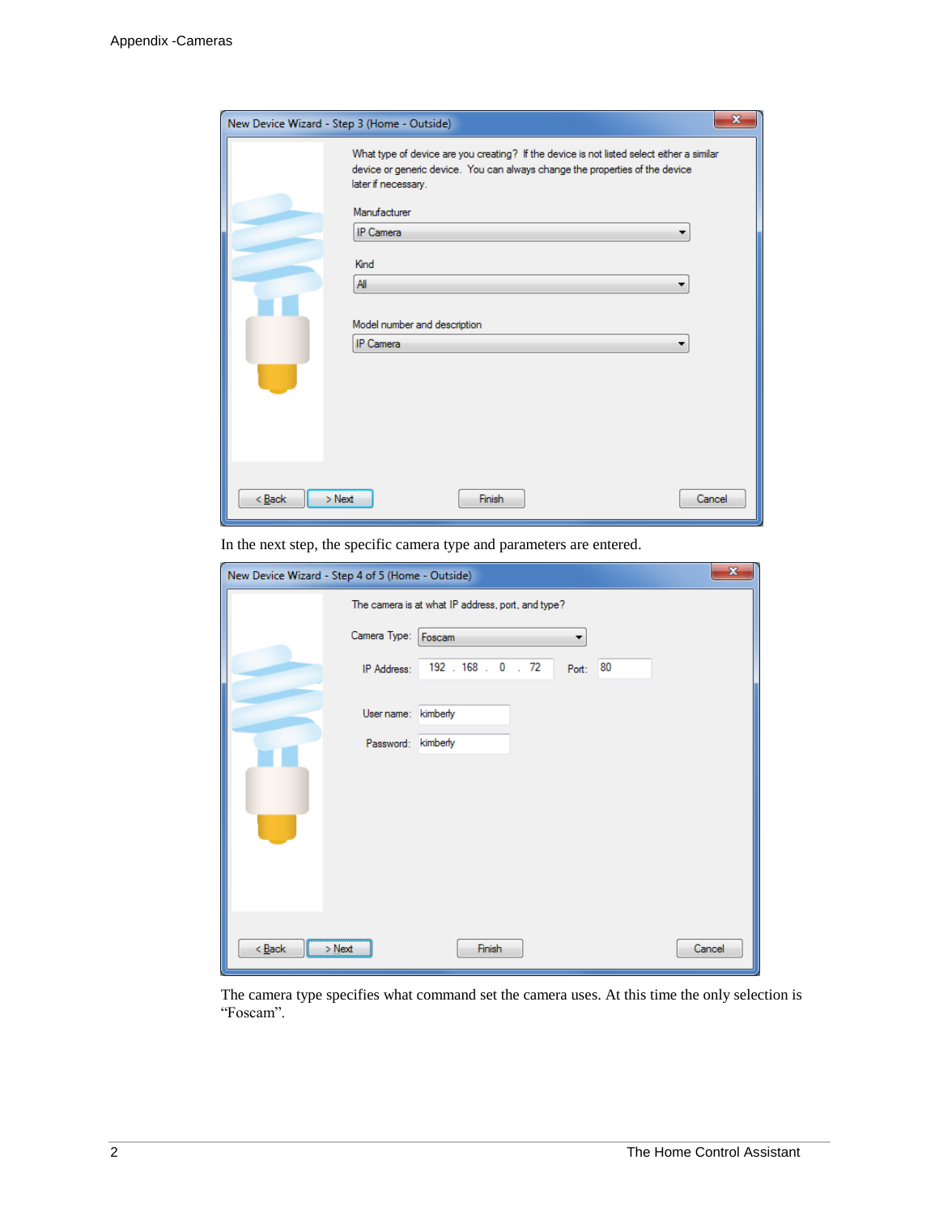New Device Wizard - Step 3 (Home - Outside)

What type of device are you creating? If the device is not listed select either a similar device or generic device. You can always change the properties of the device later if necessary.

Manufacturer: IP Camera

Kind: All

Model number and description: IP Camera

< Back | > Next | Finish | Cancel

In the next step, the specific camera type and parameters are entered.

New Device Wizard - Step 4 of 5 (Home - Outside)

The camera is at what IP address, port, and type?

Camera Type: Foscam

IP Address: 192 . 168 . 0 . 72 Port: 80

User name: kimberly

Password: kimberly

< Back | > Next | Finish | Cancel

The camera type specifies what command set the camera uses. At this time the only selection is "Foscam".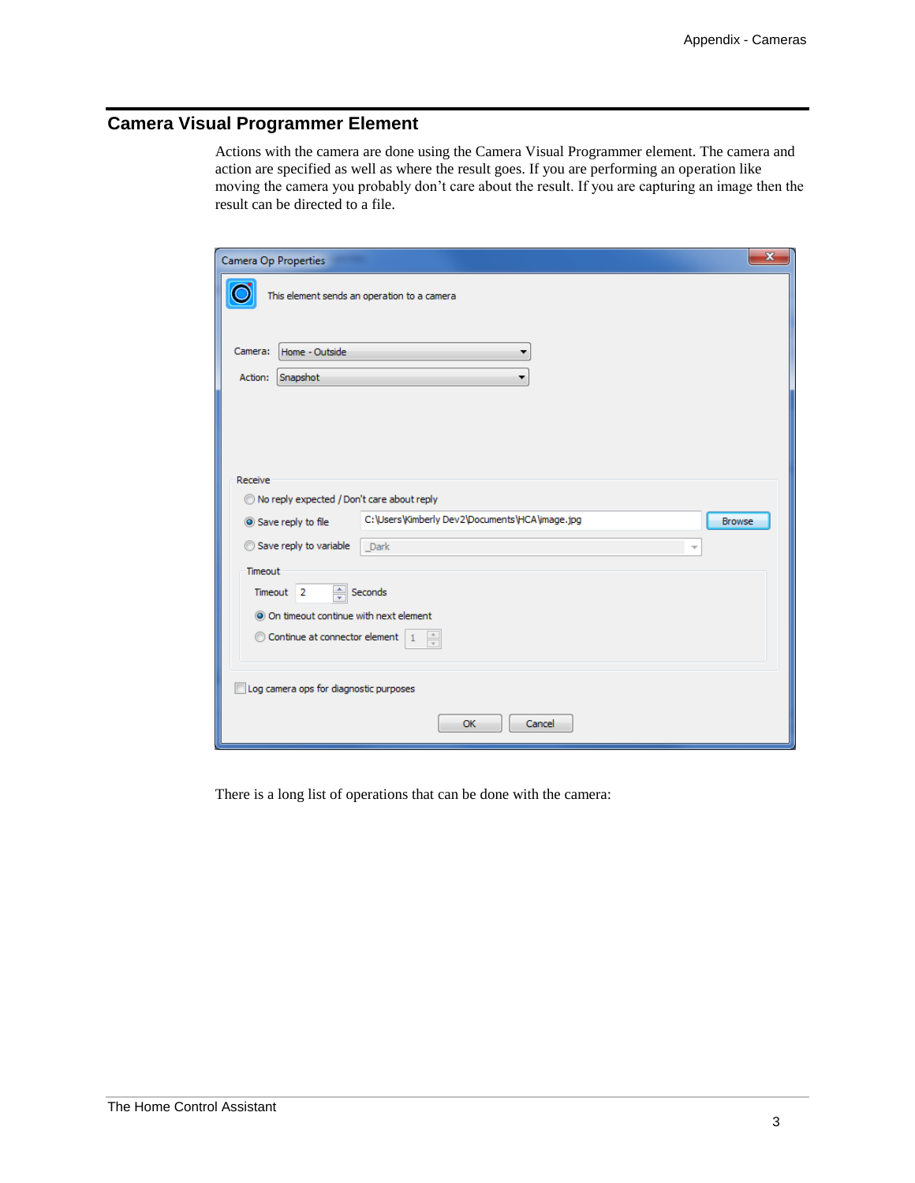## Camera Visual Programmer Element

Actions with the camera are done using the Camera Visual Programmer element. The camera and action are specified as well as where the result goes. If you are performing an operation like moving the camera you probably don't care about the result. If you are capturing an image then the result can be directed to a file.

There is a long list of operations that can be done with the camera: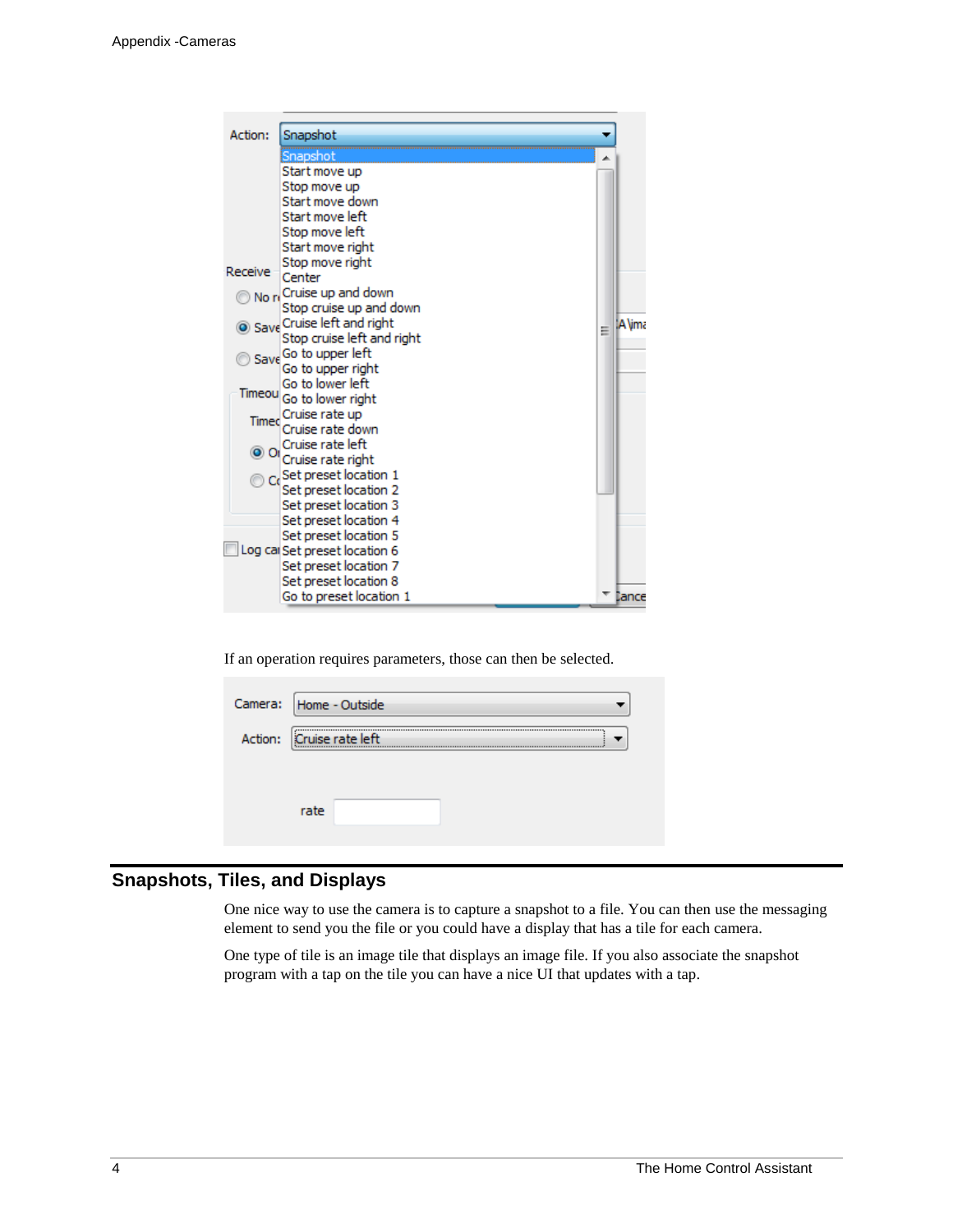If an operation requires parameters, those can then be selected.

## Snapshots, Tiles, and Displays

One nice way to use the camera is to capture a snapshot to a file. You can then use the messaging element to send you the file or you could have a display that has a tile for each camera.

One type of tile is an image tile that displays an image file. If you also associate the snapshot program with a tap on the tile you can have a nice UI that updates with a tap.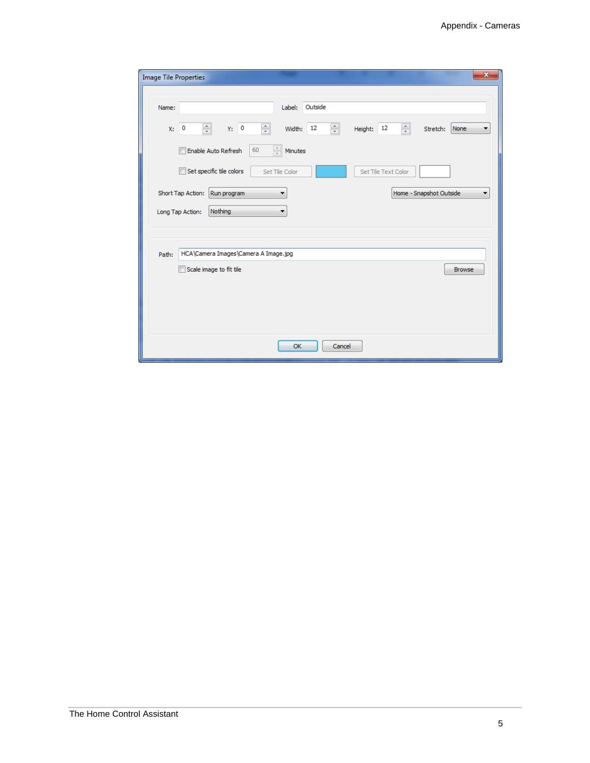Image Tile Properties

Name:

Label: Outside

X: 0

Y: 0

Width: 12

Height: 12

Stretch: None

Enable Auto Refresh 60 Minutes

Set specific tile colors

Set Tile Color

Set Tile Text Color

Short Tap Action: Run program

Home - Snapshot Outside

Long Tap Action: Nothing

Path: HCA\Camera Images\Camera A Image.jpg

Scale image to fit tile

Browse

OK

Cancel